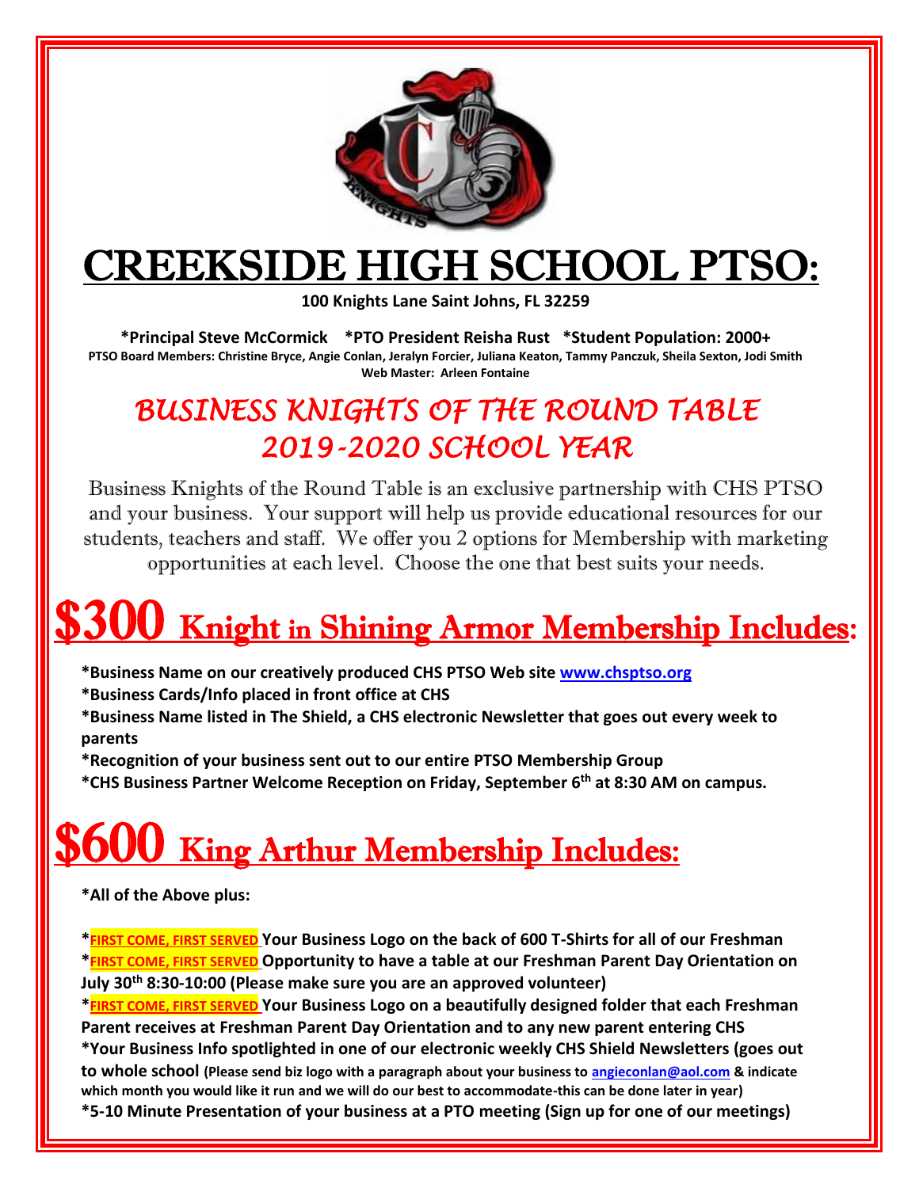# CREEKSIDE HIGH SCHOOL PTSO:

**100 Knights Lane Saint Johns, FL 32259**

**\*Principal Steve McCormick \*PTO President Reisha Rust \*Student Population: 2000+**

**PTSO Board Members: Christine Bryce, Angie Conlan, Jeralyn Forcier, Juliana Keaton, Tammy Panczuk, Sheila Sexton, Jodi Smith**

**Web Master: Arleen Fontaine**

## *BUSINESS KNIGHTS OF THE ROUND TABLE*
## *2019-2020 SCHOOL YEAR*

Business Knights of the Round Table is an exclusive partnership with CHS PTSO and your business. Your support will help us provide educational resources for our students, teachers and staff. We offer you 2 options for Membership with marketing opportunities at each level. Choose the one that best suits your needs.

## $300 Knight in Shining Armor Membership Includes:

**\*Business Name on our creatively produced CHS PTSO Web site [www.chsptso.org](http://www.chsptso.org)**
**\*Business Cards/Info placed in front office at CHS**
**\*Business Name listed in The Shield, a CHS electronic Newsletter that goes out every week to parents**
**\*Recognition of your business sent out to our entire PTSO Membership Group**
**\*CHS Business Partner Welcome Reception on Friday, September 6th at 8:30 AM on campus.**

## $600 King Arthur Membership Includes:

**\*All of the Above plus:**

**\*FIRST COME, FIRST SERVED Your Business Logo on the back of 600 T-Shirts for all of our Freshman**
**\*FIRST COME, FIRST SERVED Opportunity to have a table at our Freshman Parent Day Orientation on July 30th 8:30-10:00 (Please make sure you are an approved volunteer)**
**\*FIRST COME, FIRST SERVED Your Business Logo on a beautifully designed folder that each Freshman Parent receives at Freshman Parent Day Orientation and to any new parent entering CHS**
**\*Your Business Info spotlighted in one of our electronic weekly CHS Shield Newsletters (goes out to whole school (Please send biz logo with a paragraph about your business to [angieconlan@aol.com](mailto:angieconlan@aol.com) & indicate which month you would like it run and we will do our best to accommodate-this can be done later in year)**
**\*5-10 Minute Presentation of your business at a PTO meeting (Sign up for one of our meetings)**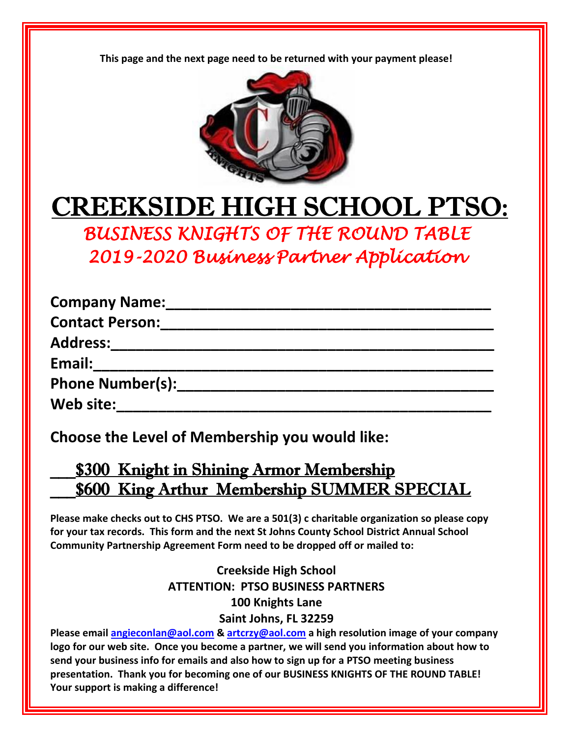**This page and the next page need to be returned with your payment please!**

# CREEKSIDE HIGH SCHOOL PTSO:

## *BUSINESS KNIGHTS OF THE ROUND TABLE*
## *2019-2020 Business Partner Application*

**Company Name:**_________________________________________

**Contact Person:**_________________________________________

**Address:**_______________________________________________

**Email:**_________________________________________________

**Phone Number(s):**_______________________________________

**Web site:**______________________________________________

**Choose the Level of Membership you would like:**

___$300 Knight in Shining Armor Membership

___$600 King Arthur Membership SUMMER SPECIAL

**Please make checks out to CHS PTSO. We are a 501(3) c charitable organization so please copy for your tax records. This form and the next St Johns County School District Annual School Community Partnership Agreement Form need to be dropped off or mailed to:**

**Creekside High School**
**ATTENTION: PTSO BUSINESS PARTNERS**
**100 Knights Lane**
**Saint Johns, FL 32259**

**Please email angieconlan@aol.com & artcrzy@aol.com a high resolution image of your company logo for our web site. Once you become a partner, we will send you information about how to send your business info for emails and also how to sign up for a PTSO meeting business presentation. Thank you for becoming one of our BUSINESS KNIGHTS OF THE ROUND TABLE! Your support is making a difference!**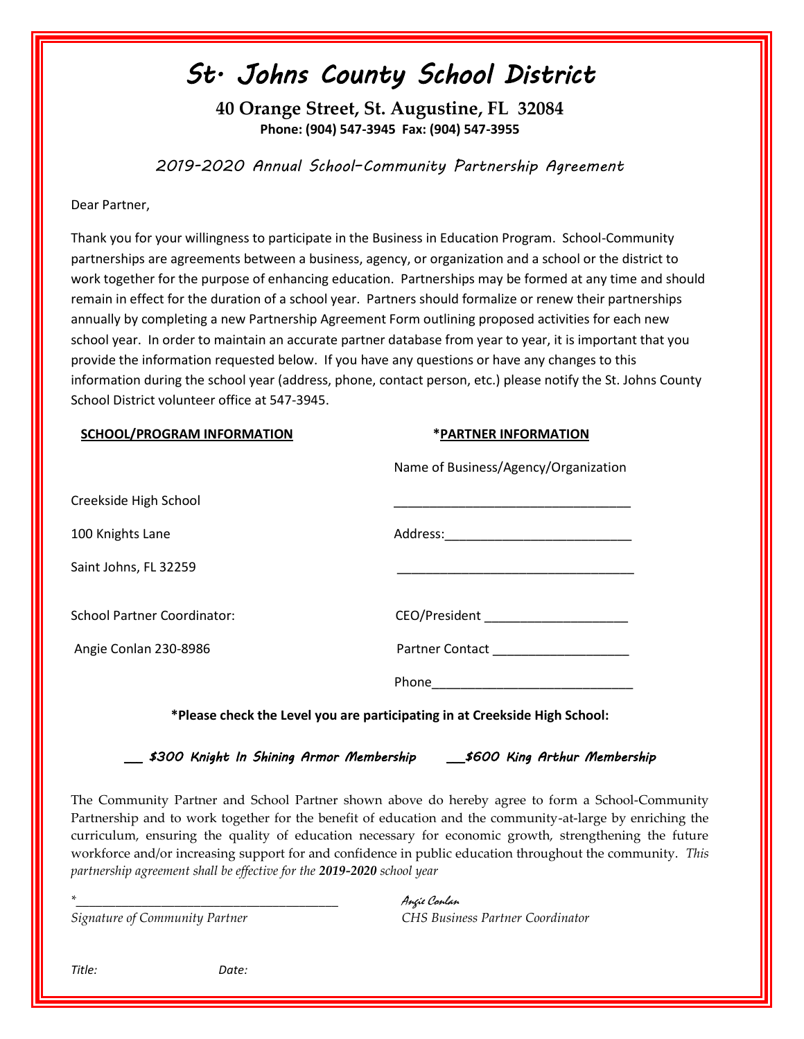// St. Johns County School District

**40 Orange Street, St. Augustine, FL 32084**
**Phone: (904) 547-3945 Fax: (904) 547-3955**

*2019-2020 Annual School-Community Partnership Agreement*

Dear Partner,

Thank you for your willingness to participate in the Business in Education Program. School-Community partnerships are agreements between a business, agency, or organization and a school or the district to work together for the purpose of enhancing education. Partnerships may be formed at any time and should remain in effect for the duration of a school year. Partners should formalize or renew their partnerships annually by completing a new Partnership Agreement Form outlining proposed activities for each new school year. In order to maintain an accurate partner database from year to year, it is important that you provide the information requested below. If you have any questions or have any changes to this information during the school year (address, phone, contact person, etc.) please notify the St. Johns County School District volunteer office at 547-3945.

| **SCHOOL/PROGRAM INFORMATION** | ***PARTNER INFORMATION** |
|---|---|
| | Name of Business/Agency/Organization |
| Creekside High School | _________________________________ |
| 100 Knights Lane | Address:_________________________ |
| Saint Johns, FL 32259 | _________________________________ |
| School Partner Coordinator: | CEO/President ____________________ |
| Angie Conlan 230-8986 | Partner Contact ___________________ |
| | Phone___________________________ |

***Please check the Level you are participating in at Creekside High School:**

*__ $300 Knight In Shining Armor Membership    __$600 King Arthur Membership*

The Community Partner and School Partner shown above do hereby agree to form a School-Community Partnership and to work together for the benefit of education and the community-at-large by enriching the curriculum, ensuring the quality of education necessary for economic growth, strengthening the future workforce and/or increasing support for and confidence in public education throughout the community. *This partnership agreement shall be effective for the **2019-2020** school year*

*_______________________________________    *Angie Conlan*

*Signature of Community Partner*    *CHS Business Partner Coordinator*

*Title:*    *Date:*